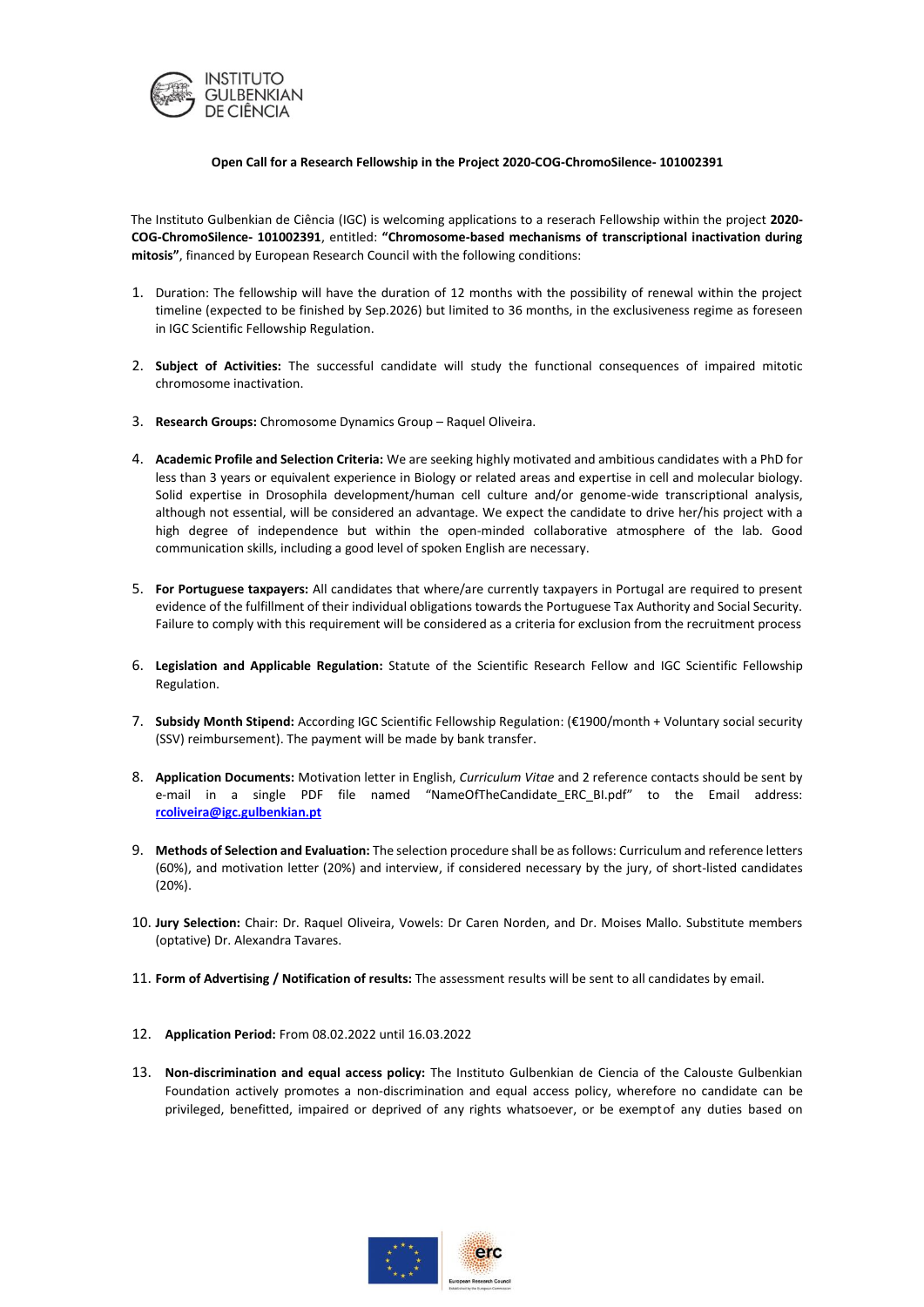**Open Call for a Research Fellowship in the Project 2020-COG-ChromoSilence- 101002391**

The Instituto Gulbenkian de Ciência (IGC) is welcoming applications to a reserach Fellowship within the project **2020-COG-ChromoSilence- 101002391**, entitled: **"Chromosome-based mechanisms of transcriptional inactivation during mitosis"**, financed by European Research Council with the following conditions:

1. Duration: The fellowship will have the duration of 12 months with the possibility of renewal within the project timeline (expected to be finished by Sep.2026) but limited to 36 months, in the exclusiveness regime as foreseen in IGC Scientific Fellowship Regulation.

2. **Subject of Activities:** The successful candidate will study the functional consequences of impaired mitotic chromosome inactivation.

3. **Research Groups:** Chromosome Dynamics Group – Raquel Oliveira.

4. **Academic Profile and Selection Criteria:** We are seeking highly motivated and ambitious candidates with a PhD for less than 3 years or equivalent experience in Biology or related areas and expertise in cell and molecular biology. Solid expertise in Drosophila development/human cell culture and/or genome-wide transcriptional analysis, although not essential, will be considered an advantage. We expect the candidate to drive her/his project with a high degree of independence but within the open-minded collaborative atmosphere of the lab. Good communication skills, including a good level of spoken English are necessary.

5. **For Portuguese taxpayers:** All candidates that where/are currently taxpayers in Portugal are required to present evidence of the fulfillment of their individual obligations towards the Portuguese Tax Authority and Social Security. Failure to comply with this requirement will be considered as a criteria for exclusion from the recruitment process

6. **Legislation and Applicable Regulation:** Statute of the Scientific Research Fellow and IGC Scientific Fellowship Regulation.

7. **Subsidy Month Stipend:** According IGC Scientific Fellowship Regulation: (€1900/month + Voluntary social security (SSV) reimbursement). The payment will be made by bank transfer.

8. **Application Documents:** Motivation letter in English, *Curriculum Vitae* and 2 reference contacts should be sent by e-mail in a single PDF file named "NameOfTheCandidate_ERC_BI.pdf" to the Email address: **rcoliveira@igc.gulbenkian.pt**

9. **Methods of Selection and Evaluation:** The selection procedure shall be as follows: Curriculum and reference letters (60%), and motivation letter (20%) and interview, if considered necessary by the jury, of short-listed candidates (20%).

10. **Jury Selection:** Chair: Dr. Raquel Oliveira, Vowels: Dr Caren Norden, and Dr. Moises Mallo. Substitute members (optative) Dr. Alexandra Tavares.

11. **Form of Advertising / Notification of results:** The assessment results will be sent to all candidates by email.

12. **Application Period:** From 08.02.2022 until 16.03.2022

13. **Non-discrimination and equal access policy:** The Instituto Gulbenkian de Ciencia of the Calouste Gulbenkian Foundation actively promotes a non-discrimination and equal access policy, wherefore no candidate can be privileged, benefitted, impaired or deprived of any rights whatsoever, or be exemptof any duties based on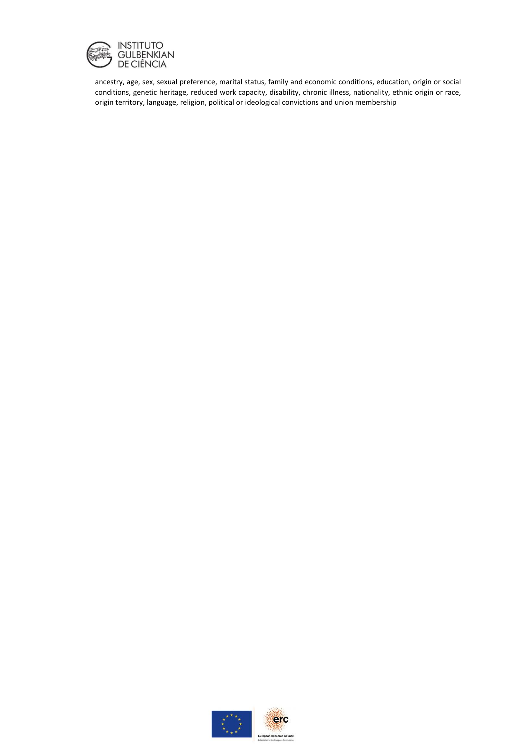ancestry, age, sex, sexual preference, marital status, family and economic conditions, education, origin or social conditions, genetic heritage, reduced work capacity, disability, chronic illness, nationality, ethnic origin or race, origin territory, language, religion, political or ideological convictions and union membership